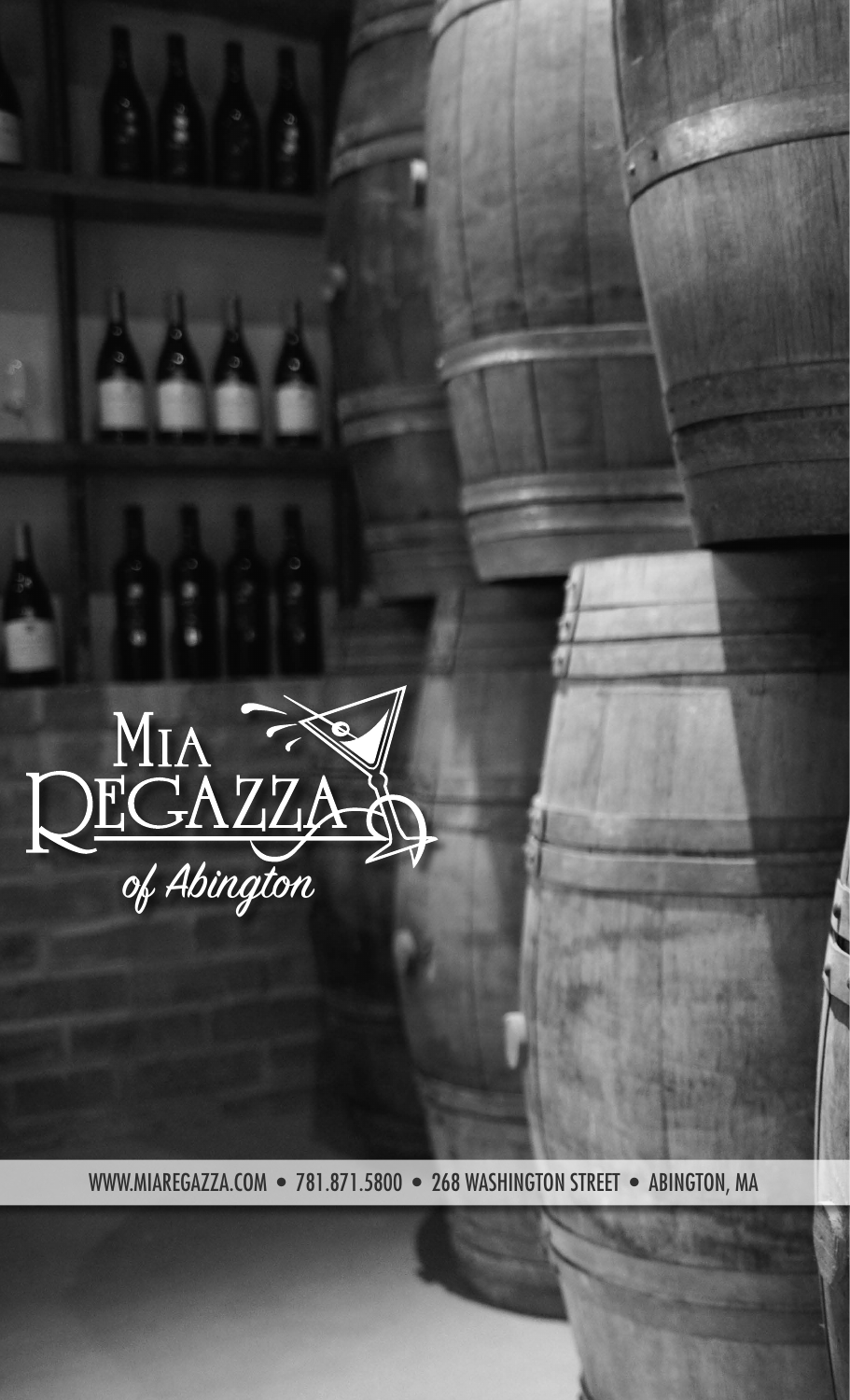# Mia Regazza
*of Abington*

WWW.MIAREGAZZA.COM • 781.871.5800 • 268 WASHINGTON STREET • ABINGTON, MA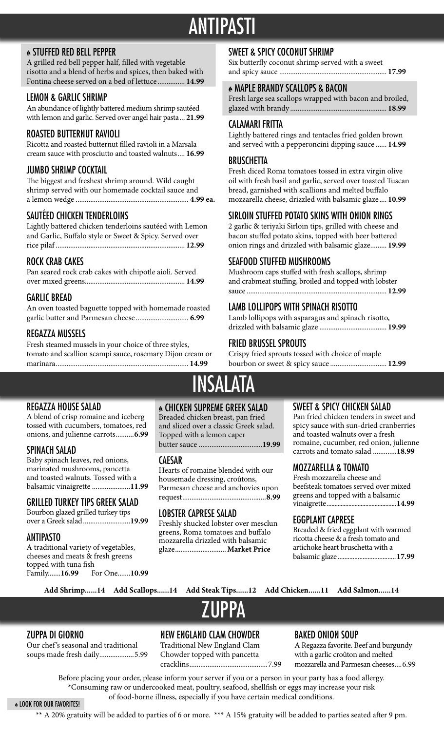# ANTIPASTI

### ♠ STUFFED RED BELL PEPPER
A grilled red bell pepper half, filled with vegetable risotto and a blend of herbs and spices, then baked with Fontina cheese served on a bed of lettuce............... **14.99**

### LEMON & GARLIC SHRIMP
An abundance of lightly battered medium shrimp sautéed with lemon and garlic. Served over angel hair pasta... **21.99**

### ROASTED BUTTERNUT RAVIOLI
Ricotta and roasted butternut filled ravioli in a Marsala cream sauce with prosciutto and toasted walnuts.... **16.99**

### JUMBO SHRIMP COCKTAIL
The biggest and freshest shrimp around. Wild caught shrimp served with our homemade cocktail sauce and a lemon wedge ............................................................. **4.99 ea.**

### SAUTÉED CHICKEN TENDERLOINS
Lightly battered chicken tenderloins sautéed with Lemon and Garlic, Buffalo style or Sweet & Spicy. Served over rice pilaf ...................................................................... **12.99**

### ROCK CRAB CAKES
Pan seared rock crab cakes with chipotle aioli. Served over mixed greens...................................................... **14.99**

### GARLIC BREAD
An oven toasted baguette topped with homemade roasted garlic butter and Parmesan cheese............................. **6.99**

### REGAZZA MUSSELS
Fresh steamed mussels in your choice of three styles, tomato and scallion scampi sauce, rosemary Dijon cream or marinara......................................................................... **14.99**

### SWEET & SPICY COCONUT SHRIMP
Six butterfly coconut shrimp served with a sweet and spicy sauce .......................................................... **17.99**

### ♠ MAPLE BRANDY SCALLOPS & BACON
Fresh large sea scallops wrapped with bacon and broiled, glazed with brandy.................................................... **18.99**

### CALAMARI FRITTA
Lightly battered rings and tentacles fried golden brown and served with a pepperoncini dipping sauce ...... **14.99**

### BRUSCHETTA
Fresh diced Roma tomatoes tossed in extra virgin olive oil with fresh basil and garlic, served over toasted Tuscan bread, garnished with scallions and melted buffalo mozzarella cheese, drizzled with balsamic glaze.... **10.99**

### SIRLOIN STUFFED POTATO SKINS WITH ONION RINGS
2 garlic & teriyaki Sirloin tips, grilled with cheese and bacon stuffed potato skins, topped with beer battered onion rings and drizzled with balsamic glaze......... **19.99**

### SEAFOOD STUFFED MUSHROOMS
Mushroom caps stuffed with fresh scallops, shrimp and crabmeat stuffing, broiled and topped with lobster sauce ............................................................................ **12.99**

### LAMB LOLLIPOPS WITH SPINACH RISOTTO
Lamb lollipops with asparagus and spinach risotto, drizzled with balsamic glaze ..................................... **19.99**

### FRIED BRUSSEL SPROUTS
Crispy fried sprouts tossed with choice of maple bourbon or sweet & spicy sauce ............................... **12.99**

# INSALATA

### REGAZZA HOUSE SALAD
A blend of crisp romaine and iceberg tossed with cucumbers, tomatoes, red onions, and julienne carrots..........**6.99**

### SPINACH SALAD
Baby spinach leaves, red onions, marinated mushrooms, pancetta and toasted walnuts. Tossed with a balsamic vinaigrette .....................**11.99**

### GRILLED TURKEY TIPS GREEK SALAD
Bourbon glazed grilled turkey tips over a Greek salad..........................**19.99**

### ANTIPASTO
A traditional variety of vegetables, cheeses and meats & fresh greens topped with tuna fish
Family.......**16.99** For One.......**10.99**

### ♠ CHICKEN SUPREME GREEK SALAD
Breaded chicken breast, pan fried and sliced over a classic Greek salad. Topped with a lemon caper butter sauce ..................................**19.99**

### CAESAR
Hearts of romaine blended with our housemade dressing, croûtons, Parmesan cheese and anchovies upon request..............................................**8.99**

### LOBSTER CAPRESE SALAD
Freshly shucked lobster over mesclun greens, Roma tomatoes and buffalo mozzarella drizzled with balsamic glaze............................**Market Price**

### SWEET & SPICY CHICKEN SALAD
Pan fried chicken tenders in sweet and spicy sauce with sun-dried cranberries and toasted walnuts over a fresh romaine, cucumber, red onion, julienne carrots and tomato salad .............**18.99**

### MOZZARELLA & TOMATO
Fresh mozzarella cheese and beefsteak tomatoes served over mixed greens and topped with a balsamic vinaigrette.............................................**14.99**

### EGGPLANT CAPRESE
Breaded & fried eggplant with warmed ricotta cheese & a fresh tomato and artichoke heart bruschetta with a balsamic glaze...................................**17.99**

**Add Shrimp......14 Add Scallops......14 Add Steak Tips......12 Add Chicken......11 Add Salmon......14**

# ZUPPA

### ZUPPA DI GIORNO
Our chef's seasonal and traditional soups made fresh daily..................5.99

### NEW ENGLAND CLAM CHOWDER
Traditional New England Clam Chowder topped with pancetta cracklins...........................................7.99

### BAKED ONION SOUP
A Regazza favorite. Beef and burgundy with a garlic croûton and melted mozzarella and Parmesan cheeses....6.99

Before placing your order, please inform your server if you or a person in your party has a food allergy.
*Consuming raw or undercooked meat, poultry, seafood, shellfish or eggs may increase your risk of food-borne illness, especially if you have certain medical conditions.

♠ LOOK FOR OUR FAVORITES!

** A 20% gratuity will be added to parties of 6 or more. *** A 15% gratuity will be added to parties seated after 9 pm.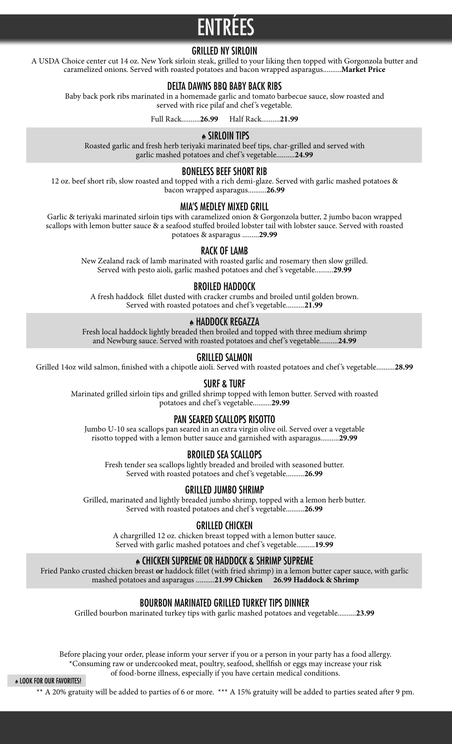# ENTRÉES

## GRILLED NY SIRLOIN

A USDA Choice center cut 14 oz. New York sirloin steak, grilled to your liking then topped with Gorgonzola butter and caramelized onions. Served with roasted potatoes and bacon wrapped asparagus..........**Market Price**

## DELTA DAWNS BBQ BABY BACK RIBS

Baby back pork ribs marinated in a homemade garlic and tomato barbecue sauce, slow roasted and served with rice pilaf and chef's vegetable.

Full Rack..........**26.99** Half Rack..........**21.99**

## ♠ SIRLOIN TIPS

Roasted garlic and fresh herb teriyaki marinated beef tips, char-grilled and served with garlic mashed potatoes and chef's vegetable..........**24.99**

## BONELESS BEEF SHORT RIB

12 oz. beef short rib, slow roasted and topped with a rich demi-glaze. Served with garlic mashed potatoes & bacon wrapped asparagus..........**26.99**

## MIA'S MEDLEY MIXED GRILL

Garlic & teriyaki marinated sirloin tips with caramelized onion & Gorgonzola butter, 2 jumbo bacon wrapped scallops with lemon butter sauce & a seafood stuffed broiled lobster tail with lobster sauce. Served with roasted potatoes & asparagus .........**29.99**

## RACK OF LAMB

New Zealand rack of lamb marinated with roasted garlic and rosemary then slow grilled. Served with pesto aioli, garlic mashed potatoes and chef's vegetable..........**29.99**

## BROILED HADDOCK

A fresh haddock fillet dusted with cracker crumbs and broiled until golden brown. Served with roasted potatoes and chef's vegetable..........**21.99**

## ♠ HADDOCK REGAZZA

Fresh local haddock lightly breaded then broiled and topped with three medium shrimp and Newburg sauce. Served with roasted potatoes and chef's vegetable..........**24.99**

## GRILLED SALMON

Grilled 14oz wild salmon, finished with a chipotle aioli. Served with roasted potatoes and chef's vegetable..........**28.99**

## SURF & TURF

Marinated grilled sirloin tips and grilled shrimp topped with lemon butter. Served with roasted potatoes and chef's vegetable..........**29.99**

## PAN SEARED SCALLOPS RISOTTO

Jumbo U-10 sea scallops pan seared in an extra virgin olive oil. Served over a vegetable risotto topped with a lemon butter sauce and garnished with asparagus..........**29.99**

## BROILED SEA SCALLOPS

Fresh tender sea scallops lightly breaded and broiled with seasoned butter. Served with roasted potatoes and chef's vegetable..........**26.99**

## GRILLED JUMBO SHRIMP

Grilled, marinated and lightly breaded jumbo shrimp, topped with a lemon herb butter. Served with roasted potatoes and chef's vegetable..........**26.99**

## GRILLED CHICKEN

A chargrilled 12 oz. chicken breast topped with a lemon butter sauce. Served with garlic mashed potatoes and chef's vegetable..........**19.99**

## ♠ CHICKEN SUPREME OR HADDOCK & SHRIMP SUPREME

Fried Panko crusted chicken breast **or** haddock fillet (with fried shrimp) in a lemon butter caper sauce, with garlic mashed potatoes and asparagus ..........**21.99 Chicken** **26.99 Haddock & Shrimp**

## BOURBON MARINATED GRILLED TURKEY TIPS DINNER

Grilled bourbon marinated turkey tips with garlic mashed potatoes and vegetable..........**23.99**

Before placing your order, please inform your server if you or a person in your party has a food allergy.
*Consuming raw or undercooked meat, poultry, seafood, shellfish or eggs may increase your risk of food-borne illness, especially if you have certain medical conditions.

♠ LOOK FOR OUR FAVORITES!

** A 20% gratuity will be added to parties of 6 or more. *** A 15% gratuity will be added to parties seated after 9 pm.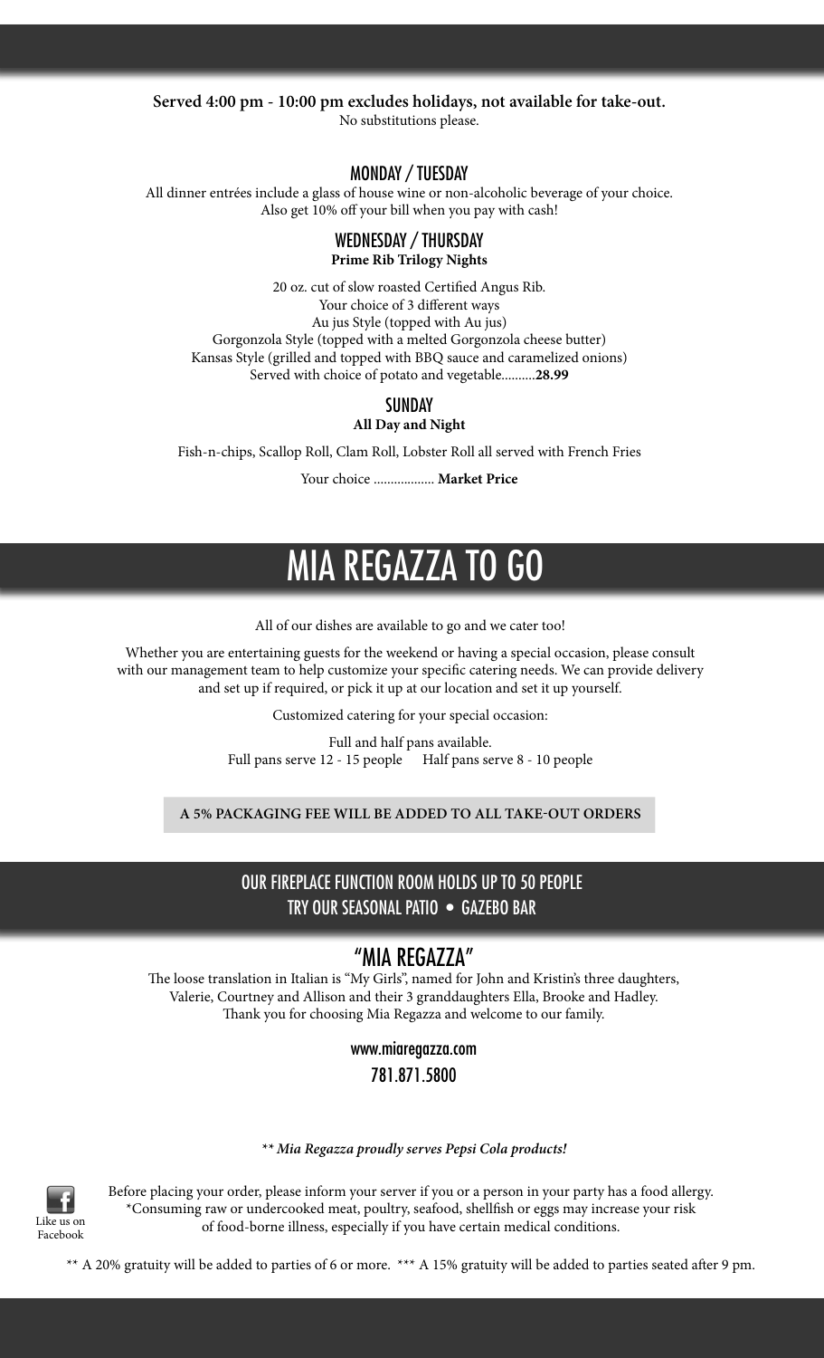**Served 4:00 pm - 10:00 pm excludes holidays, not available for take-out.**
No substitutions please.

### MONDAY / TUESDAY

All dinner entrées include a glass of house wine or non-alcoholic beverage of your choice.
Also get 10% off your bill when you pay with cash!

### WEDNESDAY / THURSDAY

**Prime Rib Trilogy Nights**

20 oz. cut of slow roasted Certified Angus Rib.
Your choice of 3 different ways
Au jus Style (topped with Au jus)
Gorgonzola Style (topped with a melted Gorgonzola cheese butter)
Kansas Style (grilled and topped with BBQ sauce and caramelized onions)
Served with choice of potato and vegetable..........**28.99**

### SUNDAY

**All Day and Night**

Fish-n-chips, Scallop Roll, Clam Roll, Lobster Roll all served with French Fries

Your choice .................. **Market Price**

# MIA REGAZZA TO GO

All of our dishes are available to go and we cater too!

Whether you are entertaining guests for the weekend or having a special occasion, please consult with our management team to help customize your specific catering needs. We can provide delivery and set up if required, or pick it up at our location and set it up yourself.

Customized catering for your special occasion:

Full and half pans available.
Full pans serve 12 - 15 people     Half pans serve 8 - 10 people

**A 5% PACKAGING FEE WILL BE ADDED TO ALL TAKE-OUT ORDERS**

## OUR FIREPLACE FUNCTION ROOM HOLDS UP TO 50 PEOPLE
## TRY OUR SEASONAL PATIO • GAZEBO BAR

## "MIA REGAZZA"

The loose translation in Italian is "My Girls", named for John and Kristin's three daughters, Valerie, Courtney and Allison and their 3 granddaughters Ella, Brooke and Hadley.
Thank you for choosing Mia Regazza and welcome to our family.

www.miaregazza.com
781.871.5800

*** Mia Regazza proudly serves Pepsi Cola products!***

Like us on Facebook

Before placing your order, please inform your server if you or a person in your party has a food allergy.
*Consuming raw or undercooked meat, poultry, seafood, shellfish or eggs may increase your risk of food-borne illness, especially if you have certain medical conditions.

** A 20% gratuity will be added to parties of 6 or more. *** A 15% gratuity will be added to parties seated after 9 pm.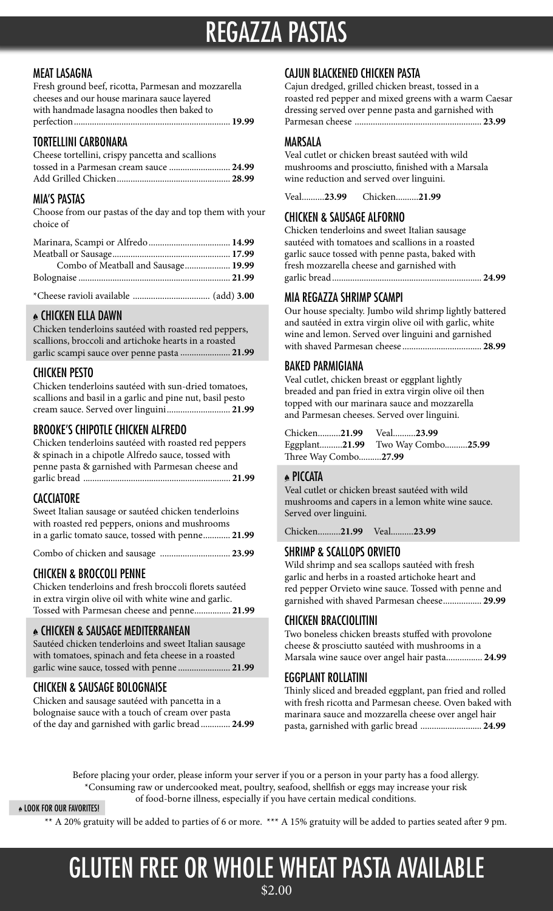# REGAZZA PASTAS

## MEAT LASAGNA

Fresh ground beef, ricotta, Parmesan and mozzarella cheeses and our house marinara sauce layered with handmade lasagna noodles then baked to perfection .................. **19.99**

## TORTELLINI CARBONARA

Cheese tortellini, crispy pancetta and scallions tossed in a Parmesan cream sauce .................. **24.99**
Add Grilled Chicken .................. **28.99**

## MIA'S PASTAS

Choose from our pastas of the day and top them with your choice of

Marinara, Scampi or Alfredo .................. **14.99**
Meatball or Sausage .................. **17.99**
Combo of Meatball and Sausage .................. **19.99**
Bolognaise .................. **21.99**

*Cheese ravioli available .................. (add) **3.00**

## ♠ CHICKEN ELLA DAWN

Chicken tenderloins sautéed with roasted red peppers, scallions, broccoli and artichoke hearts in a roasted garlic scampi sauce over penne pasta .................. **21.99**

## CHICKEN PESTO

Chicken tenderloins sautéed with sun-dried tomatoes, scallions and basil in a garlic and pine nut, basil pesto cream sauce. Served over linguini .................. **21.99**

## BROOKE'S CHIPOTLE CHICKEN ALFREDO

Chicken tenderloins sautéed with roasted red peppers & spinach in a chipotle Alfredo sauce, tossed with penne pasta & garnished with Parmesan cheese and garlic bread .................. **21.99**

## CACCIATORE

Sweet Italian sausage or sautéed chicken tenderloins with roasted red peppers, onions and mushrooms in a garlic tomato sauce, tossed with penne .................. **21.99**

Combo of chicken and sausage .................. **23.99**

## CHICKEN & BROCCOLI PENNE

Chicken tenderloins and fresh broccoli florets sautéed in extra virgin olive oil with white wine and garlic. Tossed with Parmesan cheese and penne .................. **21.99**

## ♠ CHICKEN & SAUSAGE MEDITERRANEAN

Sautéed chicken tenderloins and sweet Italian sausage with tomatoes, spinach and feta cheese in a roasted garlic wine sauce, tossed with penne .................. **21.99**

## CHICKEN & SAUSAGE BOLOGNAISE

Chicken and sausage sautéed with pancetta in a bolognaise sauce with a touch of cream over pasta of the day and garnished with garlic bread .................. **24.99**

## CAJUN BLACKENED CHICKEN PASTA

Cajun dredged, grilled chicken breast, tossed in a roasted red pepper and mixed greens with a warm Caesar dressing served over penne pasta and garnished with Parmesan cheese .................. **23.99**

## MARSALA

Veal cutlet or chicken breast sautéed with wild mushrooms and prosciutto, finished with a Marsala wine reduction and served over linguini.

Veal.......... **23.99** Chicken.......... **21.99**

## CHICKEN & SAUSAGE ALFORNO

Chicken tenderloins and sweet Italian sausage sautéed with tomatoes and scallions in a roasted garlic sauce tossed with penne pasta, baked with fresh mozzarella cheese and garnished with garlic bread .................. **24.99**

## MIA REGAZZA SHRIMP SCAMPI

Our house specialty. Jumbo wild shrimp lightly battered and sautéed in extra virgin olive oil with garlic, white wine and lemon. Served over linguini and garnished with shaved Parmesan cheese .................. **28.99**

## BAKED PARMIGIANA

Veal cutlet, chicken breast or eggplant lightly breaded and pan fried in extra virgin olive oil then topped with our marinara sauce and mozzarella and Parmesan cheeses. Served over linguini.

Chicken.......... **21.99** Veal.......... **23.99**
Eggplant.......... **21.99** Two Way Combo.......... **25.99**
Three Way Combo.......... **27.99**

## ♠ PICCATA

Veal cutlet or chicken breast sautéed with wild mushrooms and capers in a lemon white wine sauce. Served over linguini.

Chicken.......... **21.99** Veal.......... **23.99**

## SHRIMP & SCALLOPS ORVIETO

Wild shrimp and sea scallops sautéed with fresh garlic and herbs in a roasted artichoke heart and red pepper Orvieto wine sauce. Tossed with penne and garnished with shaved Parmesan cheese .................. **29.99**

## CHICKEN BRACCIOLITINI

Two boneless chicken breasts stuffed with provolone cheese & prosciutto sautéed with mushrooms in a Marsala wine sauce over angel hair pasta .................. **24.99**

## EGGPLANT ROLLATINI

Thinly sliced and breaded eggplant, pan fried and rolled with fresh ricotta and Parmesan cheese. Oven baked with marinara sauce and mozzarella cheese over angel hair pasta, garnished with garlic bread .................. **24.99**

Before placing your order, please inform your server if you or a person in your party has a food allergy.
*Consuming raw or undercooked meat, poultry, seafood, shellfish or eggs may increase your risk of food-borne illness, especially if you have certain medical conditions.

♠ LOOK FOR OUR FAVORITES!

** A 20% gratuity will be added to parties of 6 or more. *** A 15% gratuity will be added to parties seated after 9 pm.

# GLUTEN FREE OR WHOLE WHEAT PASTA AVAILABLE

$2.00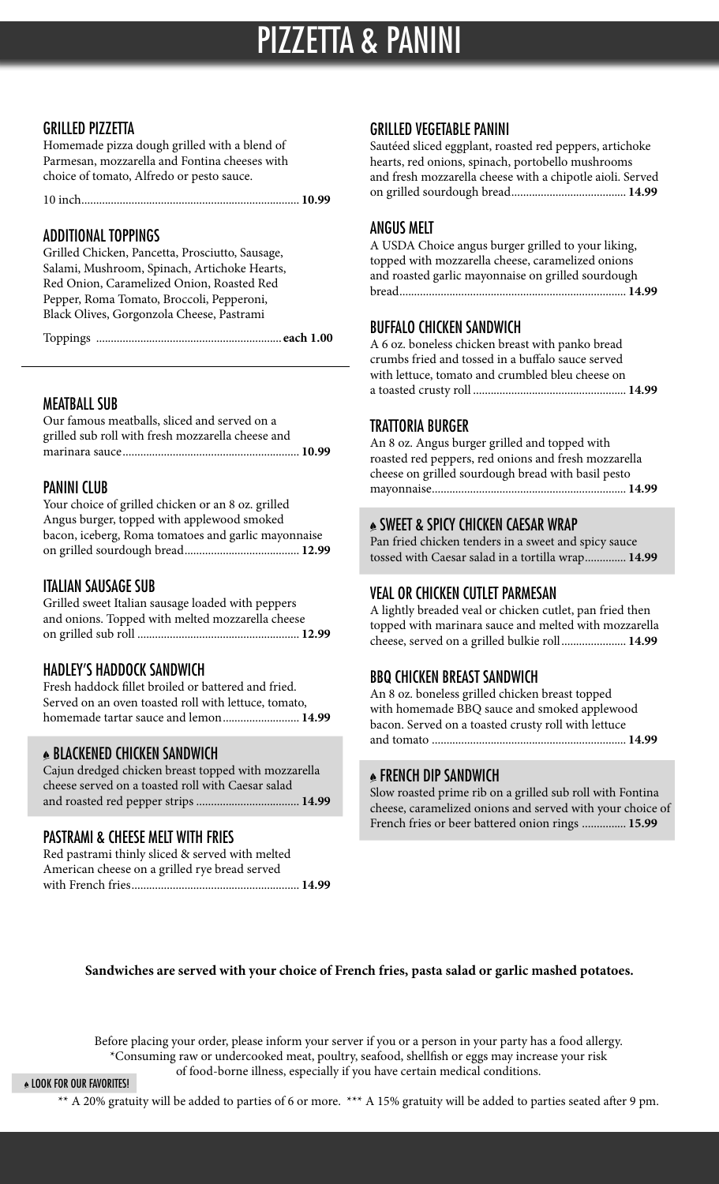# PIZZETTA & PANINI

## GRILLED PIZZETTA

Homemade pizza dough grilled with a blend of Parmesan, mozzarella and Fontina cheeses with choice of tomato, Alfredo or pesto sauce.

10 inch........................................................................ **10.99**

## ADDITIONAL TOPPINGS

Grilled Chicken, Pancetta, Prosciutto, Sausage, Salami, Mushroom, Spinach, Artichoke Hearts, Red Onion, Caramelized Onion, Roasted Red Pepper, Roma Tomato, Broccoli, Pepperoni, Black Olives, Gorgonzola Cheese, Pastrami

Toppings .............................................................. **each 1.00**

## MEATBALL SUB

Our famous meatballs, sliced and served on a grilled sub roll with fresh mozzarella cheese and marinara sauce........................................................... **10.99**

## PANINI CLUB

Your choice of grilled chicken or an 8 oz. grilled Angus burger, topped with applewood smoked bacon, iceberg, Roma tomatoes and garlic mayonnaise on grilled sourdough bread....................................... **12.99**

## ITALIAN SAUSAGE SUB

Grilled sweet Italian sausage loaded with peppers and onions. Topped with melted mozzarella cheese on grilled sub roll ...................................................... **12.99**

## HADLEY'S HADDOCK SANDWICH

Fresh haddock fillet broiled or battered and fried. Served on an oven toasted roll with lettuce, tomato, homemade tartar sauce and lemon.......................... **14.99**

## ♠ BLACKENED CHICKEN SANDWICH

Cajun dredged chicken breast topped with mozzarella cheese served on a toasted roll with Caesar salad and roasted red pepper strips .................................. **14.99**

## PASTRAMI & CHEESE MELT WITH FRIES

Red pastrami thinly sliced & served with melted American cheese on a grilled rye bread served with French fries........................................................ **14.99**

## GRILLED VEGETABLE PANINI

Sautéed sliced eggplant, roasted red peppers, artichoke hearts, red onions, spinach, portobello mushrooms and fresh mozzarella cheese with a chipotle aioli. Served on grilled sourdough bread....................................... **14.99**

## ANGUS MELT

A USDA Choice angus burger grilled to your liking, topped with mozzarella cheese, caramelized onions and roasted garlic mayonnaise on grilled sourdough bread............................................................................ **14.99**

## BUFFALO CHICKEN SANDWICH

A 6 oz. boneless chicken breast with panko bread crumbs fried and tossed in a buffalo sauce served with lettuce, tomato and crumbled bleu cheese on a toasted crusty roll .................................................... **14.99**

## TRATTORIA BURGER

An 8 oz. Angus burger grilled and topped with roasted red peppers, red onions and fresh mozzarella cheese on grilled sourdough bread with basil pesto mayonnaise................................................................. **14.99**

## ♠ SWEET & SPICY CHICKEN CAESAR WRAP

Pan fried chicken tenders in a sweet and spicy sauce tossed with Caesar salad in a tortilla wrap............. **14.99**

## VEAL OR CHICKEN CUTLET PARMESAN

A lightly breaded veal or chicken cutlet, pan fried then topped with marinara sauce and melted with mozzarella cheese, served on a grilled bulkie roll..................... **14.99**

## BBQ CHICKEN BREAST SANDWICH

An 8 oz. boneless grilled chicken breast topped with homemade BBQ sauce and smoked applewood bacon. Served on a toasted crusty roll with lettuce and tomato ................................................................. **14.99**

## ♠ FRENCH DIP SANDWICH

Slow roasted prime rib on a grilled sub roll with Fontina cheese, caramelized onions and served with your choice of French fries or beer battered onion rings .............. **15.99**

**Sandwiches are served with your choice of French fries, pasta salad or garlic mashed potatoes.**

Before placing your order, please inform your server if you or a person in your party has a food allergy.
*Consuming raw or undercooked meat, poultry, seafood, shellfish or eggs may increase your risk of food-borne illness, especially if you have certain medical conditions.

♠ LOOK FOR OUR FAVORITES!

** A 20% gratuity will be added to parties of 6 or more. *** A 15% gratuity will be added to parties seated after 9 pm.